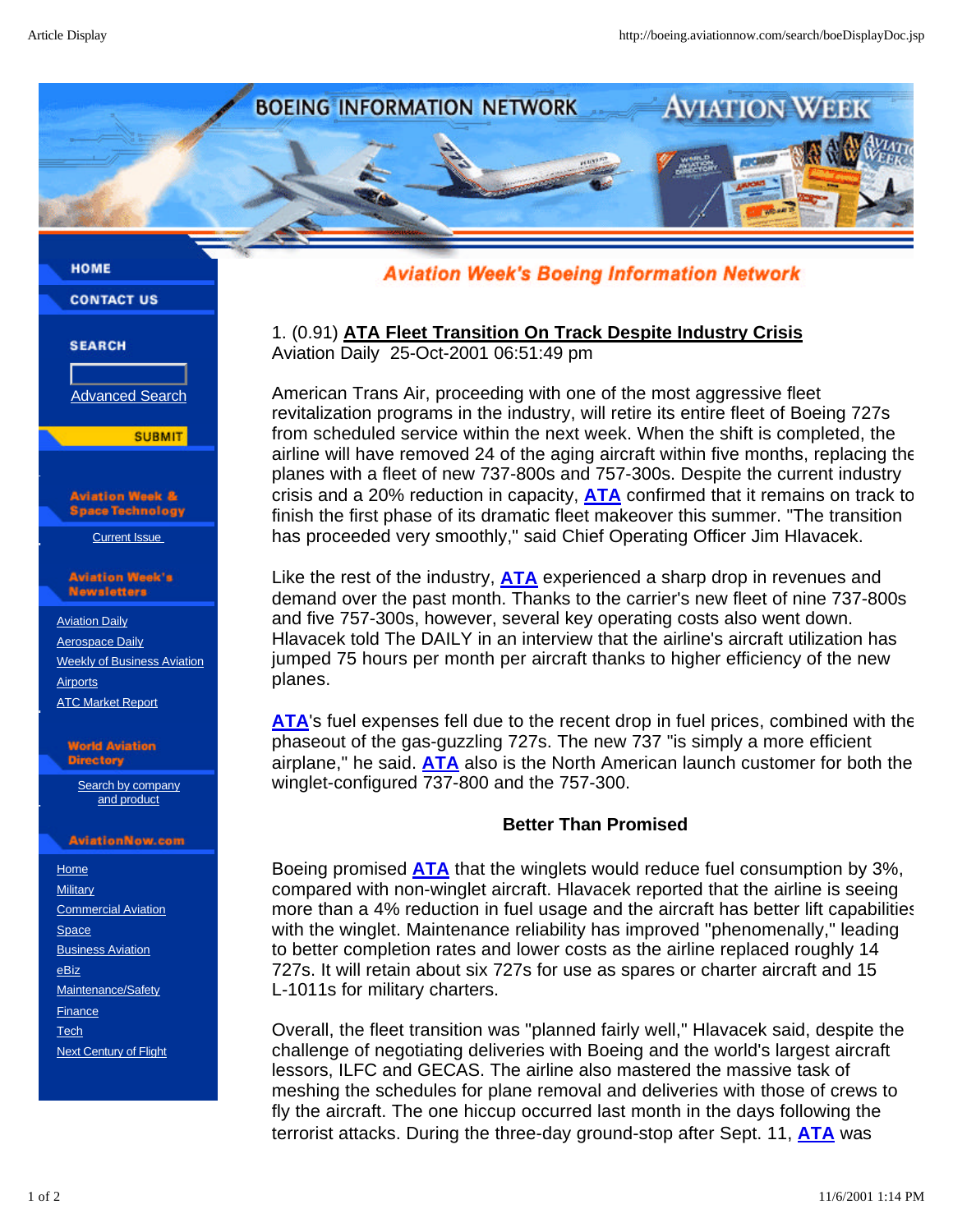# Aviation Week's Boeing Information Network

1. (0.91) **ATA Fleet Transition On Track Despite Industry Crisis**
Aviation Daily 25-Oct-2001 06:51:49 pm

American Trans Air, proceeding with one of the most aggressive fleet revitalization programs in the industry, will retire its entire fleet of Boeing 727s from scheduled service within the next week. When the shift is completed, the airline will have removed 24 of the aging aircraft within five months, replacing the planes with a fleet of new 737-800s and 757-300s. Despite the current industry crisis and a 20% reduction in capacity, **ATA** confirmed that it remains on track to finish the first phase of its dramatic fleet makeover this summer. "The transition has proceeded very smoothly," said Chief Operating Officer Jim Hlavacek.

Like the rest of the industry, **ATA** experienced a sharp drop in revenues and demand over the past month. Thanks to the carrier's new fleet of nine 737-800s and five 757-300s, however, several key operating costs also went down. Hlavacek told The DAILY in an interview that the airline's aircraft utilization has jumped 75 hours per month per aircraft thanks to higher efficiency of the new planes.

**ATA**'s fuel expenses fell due to the recent drop in fuel prices, combined with the phaseout of the gas-guzzling 727s. The new 737 "is simply a more efficient airplane," he said. **ATA** also is the North American launch customer for both the winglet-configured 737-800 and the 757-300.

**Better Than Promised**

Boeing promised **ATA** that the winglets would reduce fuel consumption by 3%, compared with non-winglet aircraft. Hlavacek reported that the airline is seeing more than a 4% reduction in fuel usage and the aircraft has better lift capabilities with the winglet. Maintenance reliability has improved "phenomenally," leading to better completion rates and lower costs as the airline replaced roughly 14 727s. It will retain about six 727s for use as spares or charter aircraft and 15 L-1011s for military charters.

Overall, the fleet transition was "planned fairly well," Hlavacek said, despite the challenge of negotiating deliveries with Boeing and the world's largest aircraft lessors, ILFC and GECAS. The airline also mastered the massive task of meshing the schedules for plane removal and deliveries with those of crews to fly the aircraft. The one hiccup occurred last month in the days following the terrorist attacks. During the three-day ground-stop after Sept. 11, **ATA** was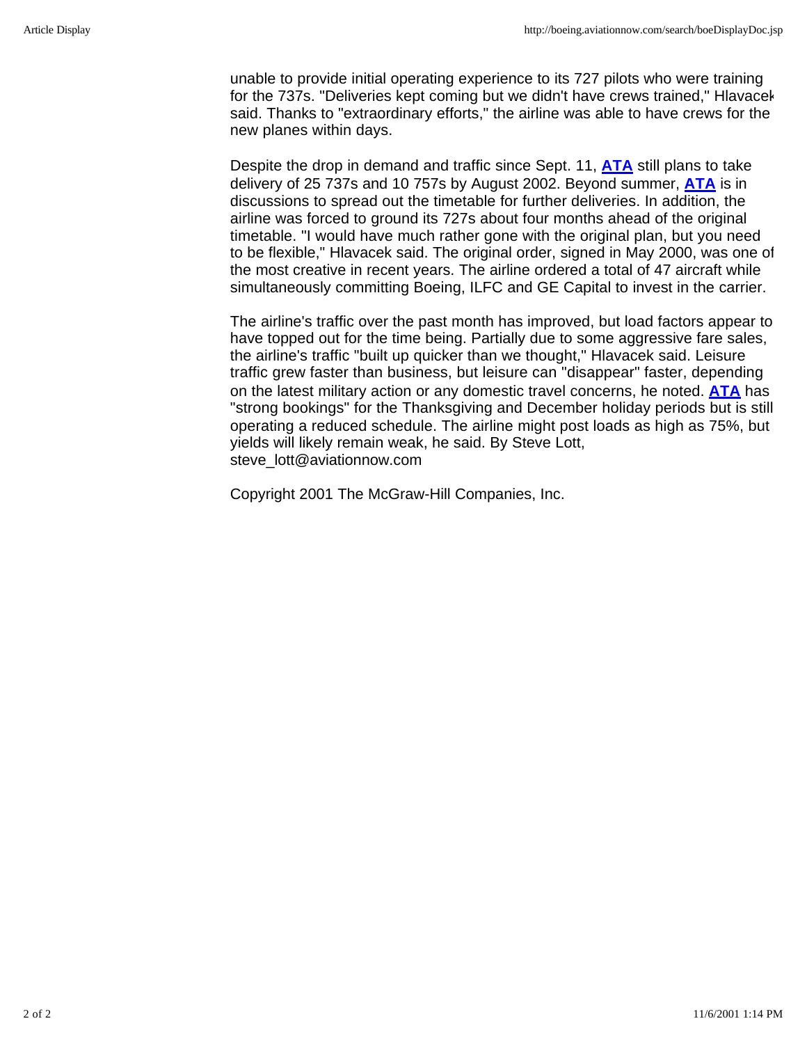unable to provide initial operating experience to its 727 pilots who were training for the 737s. "Deliveries kept coming but we didn't have crews trained," Hlavacek said. Thanks to "extraordinary efforts," the airline was able to have crews for the new planes within days.

Despite the drop in demand and traffic since Sept. 11, **ATA** still plans to take delivery of 25 737s and 10 757s by August 2002. Beyond summer, **ATA** is in discussions to spread out the timetable for further deliveries. In addition, the airline was forced to ground its 727s about four months ahead of the original timetable. "I would have much rather gone with the original plan, but you need to be flexible," Hlavacek said. The original order, signed in May 2000, was one of the most creative in recent years. The airline ordered a total of 47 aircraft while simultaneously committing Boeing, ILFC and GE Capital to invest in the carrier.

The airline's traffic over the past month has improved, but load factors appear to have topped out for the time being. Partially due to some aggressive fare sales, the airline's traffic "built up quicker than we thought," Hlavacek said. Leisure traffic grew faster than business, but leisure can "disappear" faster, depending on the latest military action or any domestic travel concerns, he noted. **ATA** has "strong bookings" for the Thanksgiving and December holiday periods but is still operating a reduced schedule. The airline might post loads as high as 75%, but yields will likely remain weak, he said. By Steve Lott, steve_lott@aviationnow.com

Copyright 2001 The McGraw-Hill Companies, Inc.